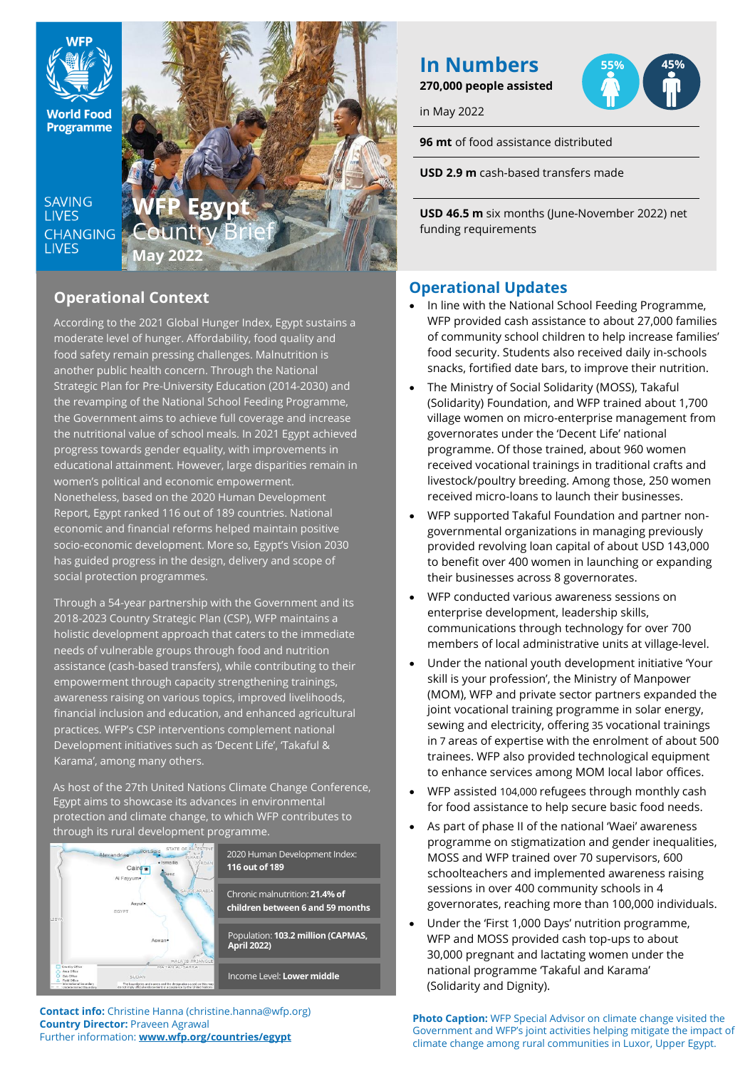World Food Programme

SAVING LIVES CHANGING LIVES

# WFP Egypt Country Brief

May 2022

## In Numbers

**270,000 people assisted** in May 2022

55% 45%

**96 mt** of food assistance distributed

**USD 2.9 m** cash-based transfers made

**USD 46.5 m** six months (June-November 2022) net funding requirements

## Operational Context

According to the 2021 Global Hunger Index, Egypt sustains a moderate level of hunger. Affordability, food quality and food safety remain pressing challenges. Malnutrition is another public health concern. Through the National Strategic Plan for Pre-University Education (2014-2030) and the revamping of the National School Feeding Programme, the Government aims to achieve full coverage and increase the nutritional value of school meals. In 2021 Egypt achieved progress towards gender equality, with improvements in educational attainment. However, large disparities remain in women's political and economic empowerment. Nonetheless, based on the 2020 Human Development Report, Egypt ranked 116 out of 189 countries. National economic and financial reforms helped maintain positive socio-economic development. More so, Egypt's Vision 2030 has guided progress in the design, delivery and scope of social protection programmes.

Through a 54-year partnership with the Government and its 2018-2023 Country Strategic Plan (CSP), WFP maintains a holistic development approach that caters to the immediate needs of vulnerable groups through food and nutrition assistance (cash-based transfers), while contributing to their empowerment through capacity strengthening trainings, awareness raising on various topics, improved livelihoods, financial inclusion and education, and enhanced agricultural practices. WFP's CSP interventions complement national Development initiatives such as 'Decent Life', 'Takaful & Karama', among many others.

As host of the 27th United Nations Climate Change Conference, Egypt aims to showcase its advances in environmental protection and climate change, to which WFP contributes to through its rural development programme.

2020 Human Development Index: **116 out of 189**

Chronic malnutrition: **21.4% of children between 6 and 59 months**

Population: **103.2 million (CAPMAS, April 2022)**

Income Level: **Lower middle**

## Operational Updates

- In line with the National School Feeding Programme, WFP provided cash assistance to about 27,000 families of community school children to help increase families' food security. Students also received daily in-schools snacks, fortified date bars, to improve their nutrition.
- The Ministry of Social Solidarity (MOSS), Takaful (Solidarity) Foundation, and WFP trained about 1,700 village women on micro-enterprise management from governorates under the 'Decent Life' national programme. Of those trained, about 960 women received vocational trainings in traditional crafts and livestock/poultry breeding. Among those, 250 women received micro-loans to launch their businesses.
- WFP supported Takaful Foundation and partner non-governmental organizations in managing previously provided revolving loan capital of about USD 143,000 to benefit over 400 women in launching or expanding their businesses across 8 governorates.
- WFP conducted various awareness sessions on enterprise development, leadership skills, communications through technology for over 700 members of local administrative units at village-level.
- Under the national youth development initiative 'Your skill is your profession', the Ministry of Manpower (MOM), WFP and private sector partners expanded the joint vocational training programme in solar energy, sewing and electricity, offering 35 vocational trainings in 7 areas of expertise with the enrolment of about 500 trainees. WFP also provided technological equipment to enhance services among MOM local labor offices.
- WFP assisted 104,000 refugees through monthly cash for food assistance to help secure basic food needs.
- As part of phase II of the national 'Waei' awareness programme on stigmatization and gender inequalities, MOSS and WFP trained over 70 supervisors, 600 schoolteachers and implemented awareness raising sessions in over 400 community schools in 4 governorates, reaching more than 100,000 individuals.
- Under the 'First 1,000 Days' nutrition programme, WFP and MOSS provided cash top-ups to about 30,000 pregnant and lactating women under the national programme 'Takaful and Karama' (Solidarity and Dignity).

**Contact info:** Christine Hanna (christine.hanna@wfp.org)
**Country Director:** Praveen Agrawal
Further information: **www.wfp.org/countries/egypt**

**Photo Caption:** WFP Special Advisor on climate change visited the Government and WFP's joint activities helping mitigate the impact of climate change among rural communities in Luxor, Upper Egypt.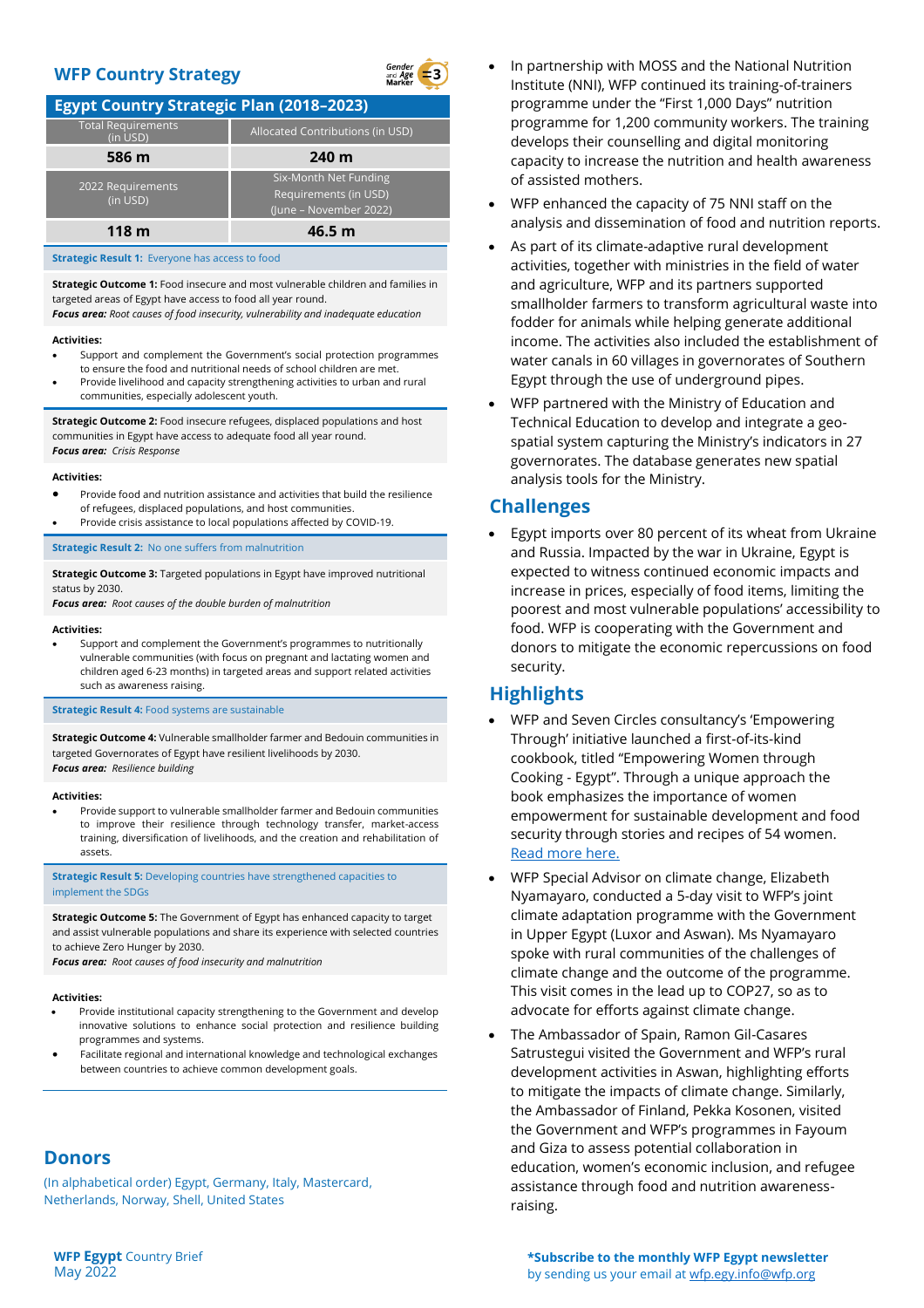## WFP Country Strategy

Gender and Age Marker 3

### Egypt Country Strategic Plan (2018–2023)

| Total Requirements (in USD) | Allocated Contributions (in USD) |
|---|---|
| **586 m** | **240 m** |
| 2022 Requirements (in USD) | Six-Month Net Funding Requirements (in USD) (June – November 2022) |
| **118 m** | **46.5 m** |

**Strategic Result 1:** Everyone has access to food

**Strategic Outcome 1:** Food insecure and most vulnerable children and families in targeted areas of Egypt have access to food all year round.
***Focus area:*** *Root causes of food insecurity, vulnerability and inadequate education*

**Activities:**

- Support and complement the Government's social protection programmes to ensure the food and nutritional needs of school children are met.
- Provide livelihood and capacity strengthening activities to urban and rural communities, especially adolescent youth.

**Strategic Outcome 2:** Food insecure refugees, displaced populations and host communities in Egypt have access to adequate food all year round.
***Focus area:*** *Crisis Response*

**Activities:**

- Provide food and nutrition assistance and activities that build the resilience of refugees, displaced populations, and host communities.
- Provide crisis assistance to local populations affected by COVID-19.

**Strategic Result 2:** No one suffers from malnutrition

**Strategic Outcome 3:** Targeted populations in Egypt have improved nutritional status by 2030.
***Focus area:*** *Root causes of the double burden of malnutrition*

**Activities:**

- Support and complement the Government's programmes to nutritionally vulnerable communities (with focus on pregnant and lactating women and children aged 6-23 months) in targeted areas and support related activities such as awareness raising.

**Strategic Result 4:** Food systems are sustainable

**Strategic Outcome 4:** Vulnerable smallholder farmer and Bedouin communities in targeted Governorates of Egypt have resilient livelihoods by 2030.
***Focus area:*** *Resilience building*

**Activities:**

- Provide support to vulnerable smallholder farmer and Bedouin communities to improve their resilience through technology transfer, market-access training, diversification of livelihoods, and the creation and rehabilitation of assets.

**Strategic Result 5:** Developing countries have strengthened capacities to implement the SDGs

**Strategic Outcome 5:** The Government of Egypt has enhanced capacity to target and assist vulnerable populations and share its experience with selected countries to achieve Zero Hunger by 2030.
***Focus area:*** *Root causes of food insecurity and malnutrition*

**Activities:**

- Provide institutional capacity strengthening to the Government and develop innovative solutions to enhance social protection and resilience building programmes and systems.
- Facilitate regional and international knowledge and technological exchanges between countries to achieve common development goals.

## Donors

(In alphabetical order) Egypt, Germany, Italy, Mastercard, Netherlands, Norway, Shell, United States

- In partnership with MOSS and the National Nutrition Institute (NNI), WFP continued its training-of-trainers programme under the "First 1,000 Days" nutrition programme for 1,200 community workers. The training develops their counselling and digital monitoring capacity to increase the nutrition and health awareness of assisted mothers.
- WFP enhanced the capacity of 75 NNI staff on the analysis and dissemination of food and nutrition reports.
- As part of its climate-adaptive rural development activities, together with ministries in the field of water and agriculture, WFP and its partners supported smallholder farmers to transform agricultural waste into fodder for animals while helping generate additional income. The activities also included the establishment of water canals in 60 villages in governorates of Southern Egypt through the use of underground pipes.
- WFP partnered with the Ministry of Education and Technical Education to develop and integrate a geo-spatial system capturing the Ministry's indicators in 27 governorates. The database generates new spatial analysis tools for the Ministry.

## Challenges

- Egypt imports over 80 percent of its wheat from Ukraine and Russia. Impacted by the war in Ukraine, Egypt is expected to witness continued economic impacts and increase in prices, especially of food items, limiting the poorest and most vulnerable populations' accessibility to food. WFP is cooperating with the Government and donors to mitigate the economic repercussions on food security.

## Highlights

- WFP and Seven Circles consultancy's 'Empowering Through' initiative launched a first-of-its-kind cookbook, titled "Empowering Women through Cooking - Egypt". Through a unique approach the book emphasizes the importance of women empowerment for sustainable development and food security through stories and recipes of 54 women. Read more here.
- WFP Special Advisor on climate change, Elizabeth Nyamayaro, conducted a 5-day visit to WFP's joint climate adaptation programme with the Government in Upper Egypt (Luxor and Aswan). Ms Nyamayaro spoke with rural communities of the challenges of climate change and the outcome of the programme. This visit comes in the lead up to COP27, so as to advocate for efforts against climate change.
- The Ambassador of Spain, Ramon Gil-Casares Satrustegui visited the Government and WFP's rural development activities in Aswan, highlighting efforts to mitigate the impacts of climate change. Similarly, the Ambassador of Finland, Pekka Kosonen, visited the Government and WFP's programmes in Fayoum and Giza to assess potential collaboration in education, women's economic inclusion, and refugee assistance through food and nutrition awareness-raising.

**WFP Egypt** Country Brief
May 2022

***Subscribe to the monthly WFP Egypt newsletter**
by sending us your email at wfp.egy.info@wfp.org